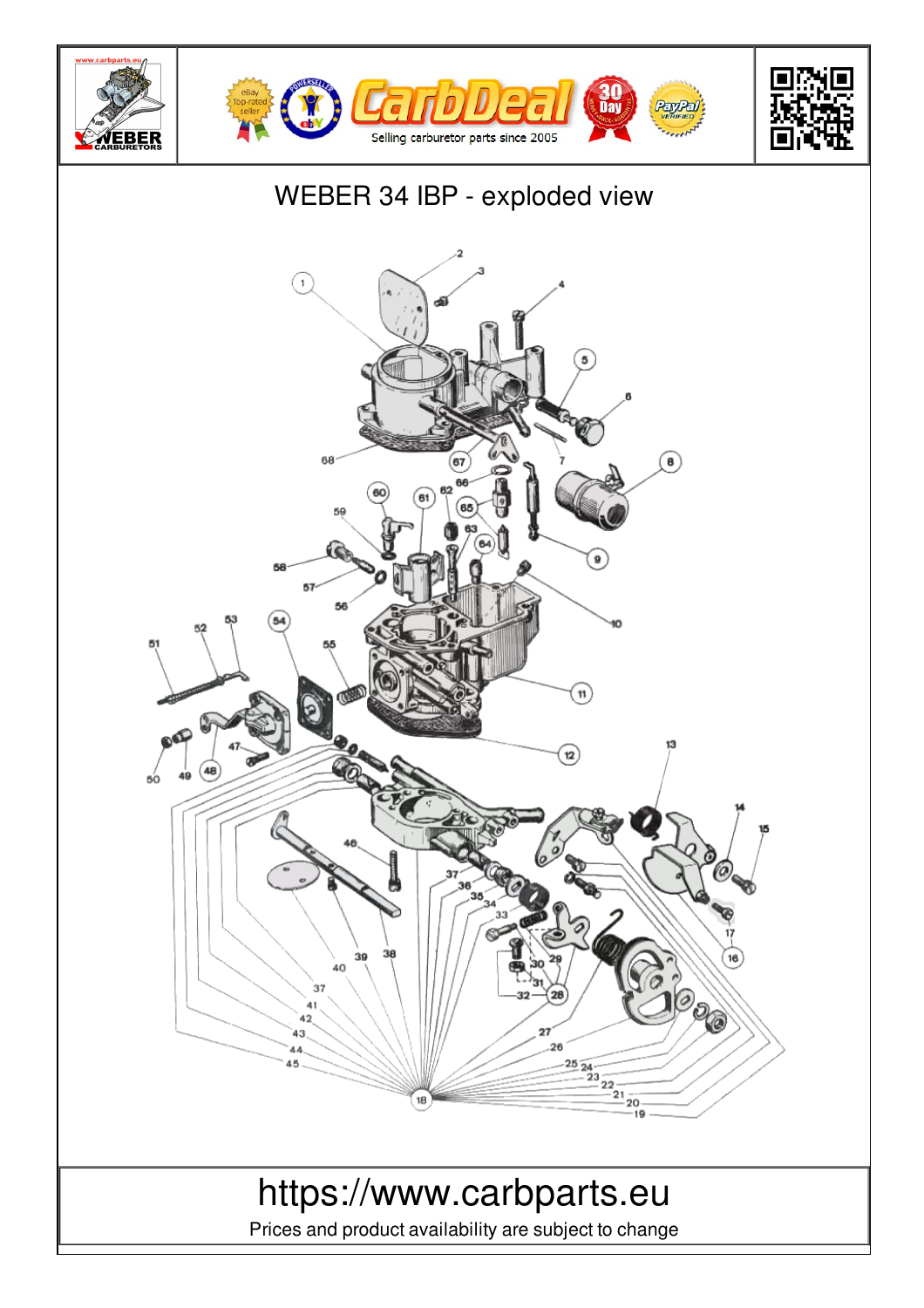# WEBER 34 IBP - exploded view

https://www.carbparts.eu

Prices and product availability are subject to change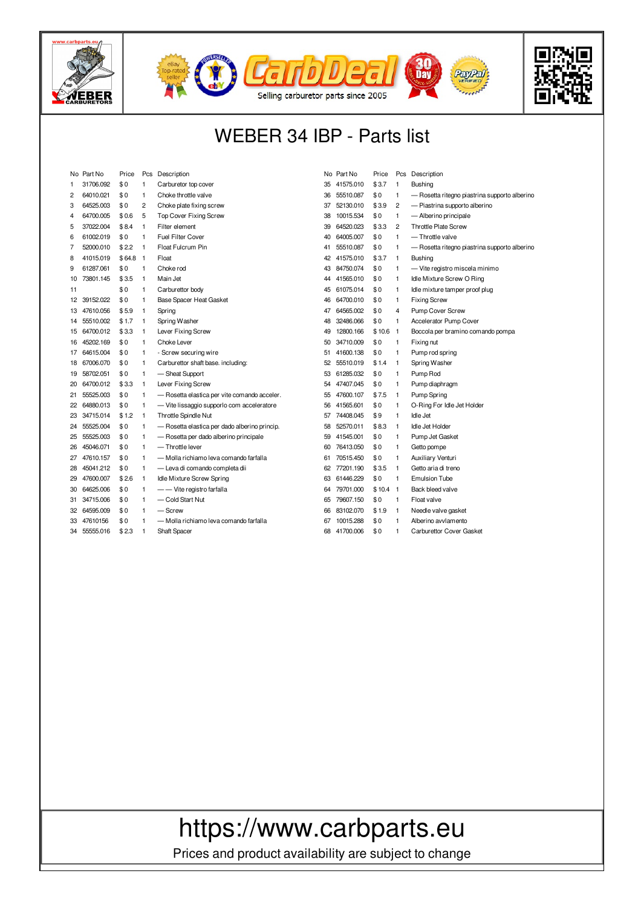# WEBER 34 IBP - Parts list

| No | Part No | Price | Pcs | Description |
|---|---|---|---|---|
| 1 | 31706.092 | $ 0 | 1 | Carburetor top cover |
| 2 | 64010.021 | $ 0 | 1 | Choke throttle valve |
| 3 | 64525.003 | $ 0 | 2 | Choke plate fixing screw |
| 4 | 64700.005 | $ 0.6 | 5 | Top Cover Fixing Screw |
| 5 | 37022.004 | $ 8.4 | 1 | Filter element |
| 6 | 61002.019 | $ 0 | 1 | Fuel Filter Cover |
| 7 | 52000.010 | $ 2.2 | 1 | Float Fulcrum Pin |
| 8 | 41015.019 | $ 64.8 | 1 | Float |
| 9 | 61287.061 | $ 0 | 1 | Choke rod |
| 10 | 73801.145 | $ 3.5 | 1 | Main Jet |
| 11 | | $ 0 | 1 | Carburettor body |
| 12 | 39152.022 | $ 0 | 1 | Base Spacer Heat Gasket |
| 13 | 47610.056 | $ 5.9 | 1 | Spring |
| 14 | 55510.002 | $ 1.7 | 1 | Spring Washer |
| 15 | 64700.012 | $ 3.3 | 1 | Lever Fixing Screw |
| 16 | 45202.169 | $ 0 | 1 | Choke Lever |
| 17 | 64615.004 | $ 0 | 1 | - Screw securing wire |
| 18 | 67006.070 | $ 0 | 1 | Carburettor shaft base. including: |
| 19 | 58702.051 | $ 0 | 1 | — Sheat Support |
| 20 | 64700.012 | $ 3.3 | 1 | Lever Fixing Screw |
| 21 | 55525.003 | $ 0 | 1 | — Rosetta elastica per vite comando acceler. |
| 22 | 64880.013 | $ 0 | 1 | — Vite lissaggio supporlo com acceleratore |
| 23 | 34715.014 | $ 1.2 | 1 | Throttle Spindle Nut |
| 24 | 55525.004 | $ 0 | 1 | — Rosetta elastica per dado alberino princip. |
| 25 | 55525.003 | $ 0 | 1 | — Rosetta per dado alberino principale |
| 26 | 45046.071 | $ 0 | 1 | — Throttle lever |
| 27 | 47610.157 | $ 0 | 1 | — Molla richiamo leva comando farfalla |
| 28 | 45041.212 | $ 0 | 1 | — Leva di comando completa dii |
| 29 | 47600.007 | $ 2.6 | 1 | Idle Mixture Screw Spring |
| 30 | 64625.006 | $ 0 | 1 | — — Vite registro farfalla |
| 31 | 34715.006 | $ 0 | 1 | — Cold Start Nut |
| 32 | 64595.009 | $ 0 | 1 | — Screw |
| 33 | 47610156 | $ 0 | 1 | — Molla richiamo leva comando farfalla |
| 34 | 55555.016 | $ 2.3 | 1 | Shaft Spacer |
| 35 | 41575.010 | $ 3.7 | 1 | Bushing |
| 36 | 55510.087 | $ 0 | 1 | — Rosetta ritegno piastrina supporto alberino |
| 37 | 52130.010 | $ 3.9 | 2 | — Piastrina supporto alberino |
| 38 | 10015.534 | $ 0 | 1 | — Alberino principale |
| 39 | 64520.023 | $ 3.3 | 2 | Throttle Plate Screw |
| 40 | 64005.007 | $ 0 | 1 | — Throttle valve |
| 41 | 55510.087 | $ 0 | 1 | — Rosetta ritegno piastrina supporto alberino |
| 42 | 41575.010 | $ 3.7 | 1 | Bushing |
| 43 | 84750.074 | $ 0 | 1 | — Vite registro miscela minimo |
| 44 | 41565.010 | $ 0 | 1 | Idle Mixture Screw O Ring |
| 45 | 61075.014 | $ 0 | 1 | Idle mixture tamper proof plug |
| 46 | 64700.010 | $ 0 | 1 | Fixing Screw |
| 47 | 64565.002 | $ 0 | 4 | Pump Cover Screw |
| 48 | 32486.066 | $ 0 | 1 | Accelerator Pump Cover |
| 49 | 12800.166 | $ 10.6 | 1 | Boccola per bramino comando pompa |
| 50 | 34710.009 | $ 0 | 1 | Fixing nut |
| 51 | 41600.138 | $ 0 | 1 | Pump rod spring |
| 52 | 55510.019 | $ 1.4 | 1 | Spring Washer |
| 53 | 61285.032 | $ 0 | 1 | Pump Rod |
| 54 | 47407.045 | $ 0 | 1 | Pump diaphragm |
| 55 | 47600.107 | $ 7.5 | 1 | Pump Spring |
| 56 | 41565.601 | $ 0 | 1 | O-Ring For Idle Jet Holder |
| 57 | 74408.045 | $ 9 | 1 | Idle Jet |
| 58 | 52570.011 | $ 8.3 | 1 | Idle Jet Holder |
| 59 | 41545.001 | $ 0 | 1 | Pump Jet Gasket |
| 60 | 76413.050 | $ 0 | 1 | Getto pompe |
| 61 | 70515.450 | $ 0 | 1 | Auxiliary Venturi |
| 62 | 77201.190 | $ 3.5 | 1 | Getto aria di treno |
| 63 | 61446.229 | $ 0 | 1 | Emulsion Tube |
| 64 | 79701.000 | $ 10.4 | 1 | Back bleed valve |
| 65 | 79607.150 | $ 0 | 1 | Float valve |
| 66 | 83102.070 | $ 1.9 | 1 | Needle valve gasket |
| 67 | 10015.288 | $ 0 | 1 | Alberino avvlamento |
| 68 | 41700.006 | $ 0 | 1 | Carburettor Cover Gasket |

https://www.carbparts.eu

Prices and product availability are subject to change